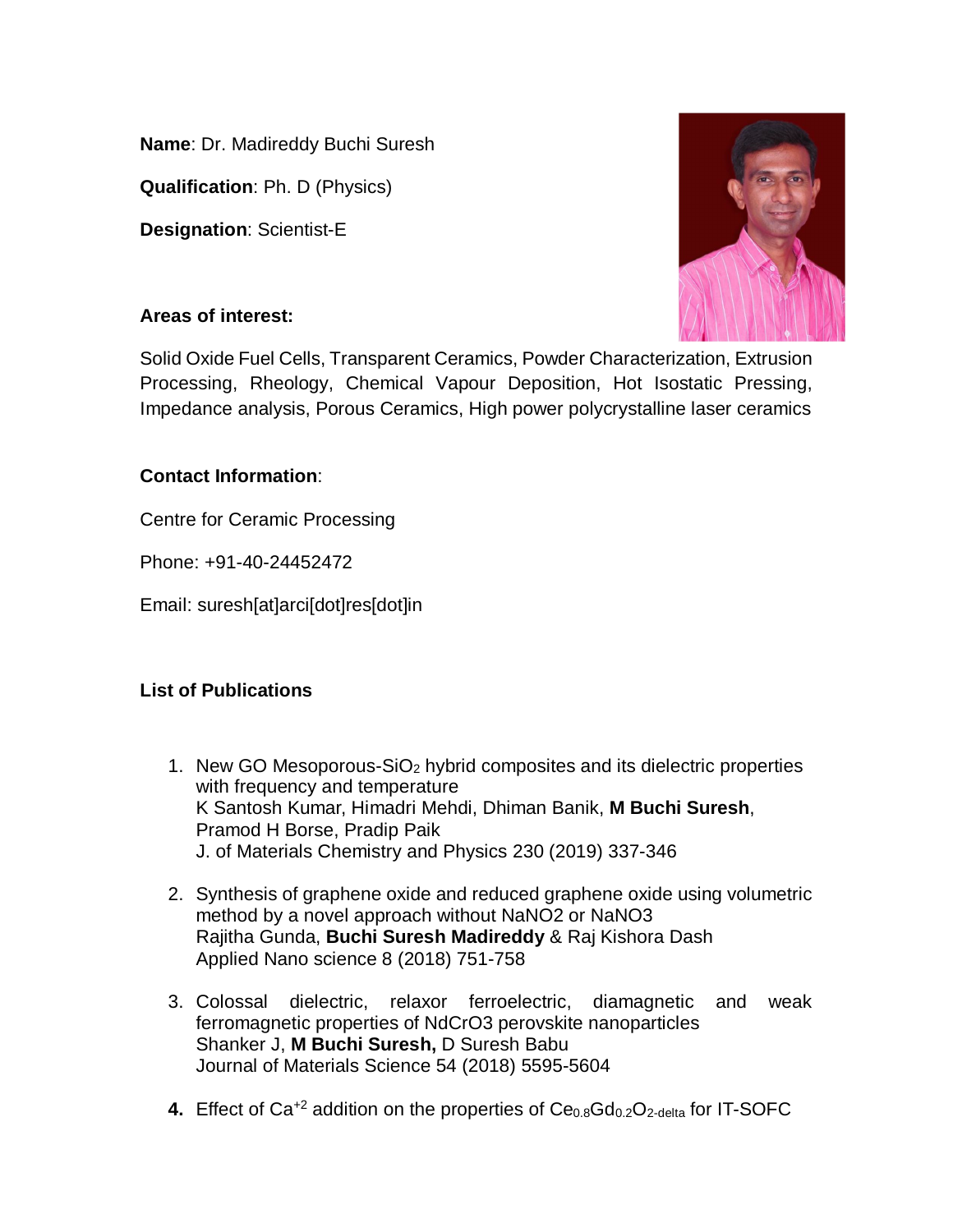**Name**: Dr. Madireddy Buchi Suresh

**Qualification**: Ph. D (Physics)

**Designation**: Scientist-E

**Areas of interest:**

Solid Oxide Fuel Cells, Transparent Ceramics, Powder Characterization, Extrusion Processing, Rheology, Chemical Vapour Deposition, Hot Isostatic Pressing, Impedance analysis, Porous Ceramics, High power polycrystalline laser ceramics

**Contact Information**:

Centre for Ceramic Processing

Phone: +91-40-24452472

Email: suresh[at]arci[dot]res[dot]in

**List of Publications**

1. New GO Mesoporous-$SiO_2$ hybrid composites and its dielectric properties with frequency and temperature
   K Santosh Kumar, Himadri Mehdi, Dhiman Banik, **M Buchi Suresh**, Pramod H Borse, Pradip Paik
   J. of Materials Chemistry and Physics 230 (2019) 337-346

2. Synthesis of graphene oxide and reduced graphene oxide using volumetric method by a novel approach without NaNO2 or NaNO3
   Rajitha Gunda, **Buchi Suresh Madireddy** & Raj Kishora Dash
   Applied Nano science 8 (2018) 751-758

3. Colossal dielectric, relaxor ferroelectric, diamagnetic and weak ferromagnetic properties of NdCrO3 perovskite nanoparticles
   Shanker J, **M Buchi Suresh,** D Suresh Babu
   Journal of Materials Science 54 (2018) 5595-5604

4. Effect of $Ca^{+2}$ addition on the properties of $Ce_{0.8}Gd_{0.2}O_{2-delta}$ for IT-SOFC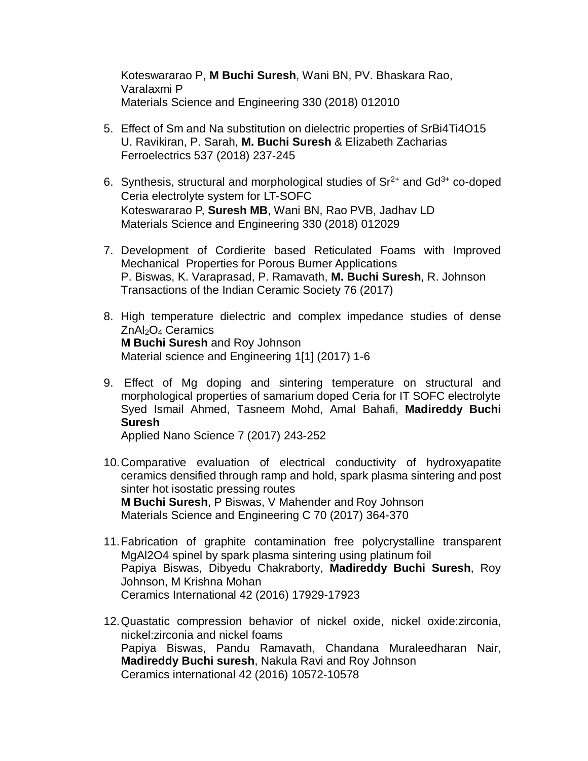Koteswararao P, **M Buchi Suresh**, Wani BN, PV. Bhaskara Rao, Varalaxmi P
Materials Science and Engineering 330 (2018) 012010

5. Effect of Sm and Na substitution on dielectric properties of SrBi4Ti4O15
   U. Ravikiran, P. Sarah, **M. Buchi Suresh** & Elizabeth Zacharias
   Ferroelectrics 537 (2018) 237-245

6. Synthesis, structural and morphological studies of $Sr^{2+}$ and $Gd^{3+}$ co-doped Ceria electrolyte system for LT-SOFC
   Koteswararao P, **Suresh MB**, Wani BN, Rao PVB, Jadhav LD
   Materials Science and Engineering 330 (2018) 012029

7. Development of Cordierite based Reticulated Foams with Improved Mechanical Properties for Porous Burner Applications
   P. Biswas, K. Varaprasad, P. Ramavath, **M. Buchi Suresh**, R. Johnson
   Transactions of the Indian Ceramic Society 76 (2017)

8. High temperature dielectric and complex impedance studies of dense $ZnAl_2O_4$ Ceramics
   **M Buchi Suresh** and Roy Johnson
   Material science and Engineering 1[1] (2017) 1-6

9. Effect of Mg doping and sintering temperature on structural and morphological properties of samarium doped Ceria for IT SOFC electrolyte
   Syed Ismail Ahmed, Tasneem Mohd, Amal Bahafi, **Madireddy Buchi Suresh**
   Applied Nano Science 7 (2017) 243-252

10. Comparative evaluation of electrical conductivity of hydroxyapatite ceramics densified through ramp and hold, spark plasma sintering and post sinter hot isostatic pressing routes
    **M Buchi Suresh**, P Biswas, V Mahender and Roy Johnson
    Materials Science and Engineering C 70 (2017) 364-370

11. Fabrication of graphite contamination free polycrystalline transparent MgAl2O4 spinel by spark plasma sintering using platinum foil
    Papiya Biswas, Dibyedu Chakraborty, **Madireddy Buchi Suresh**, Roy Johnson, M Krishna Mohan
    Ceramics International 42 (2016) 17929-17923

12. Quastatic compression behavior of nickel oxide, nickel oxide:zirconia, nickel:zirconia and nickel foams
    Papiya Biswas, Pandu Ramavath, Chandana Muraleedharan Nair, **Madireddy Buchi suresh**, Nakula Ravi and Roy Johnson
    Ceramics international 42 (2016) 10572-10578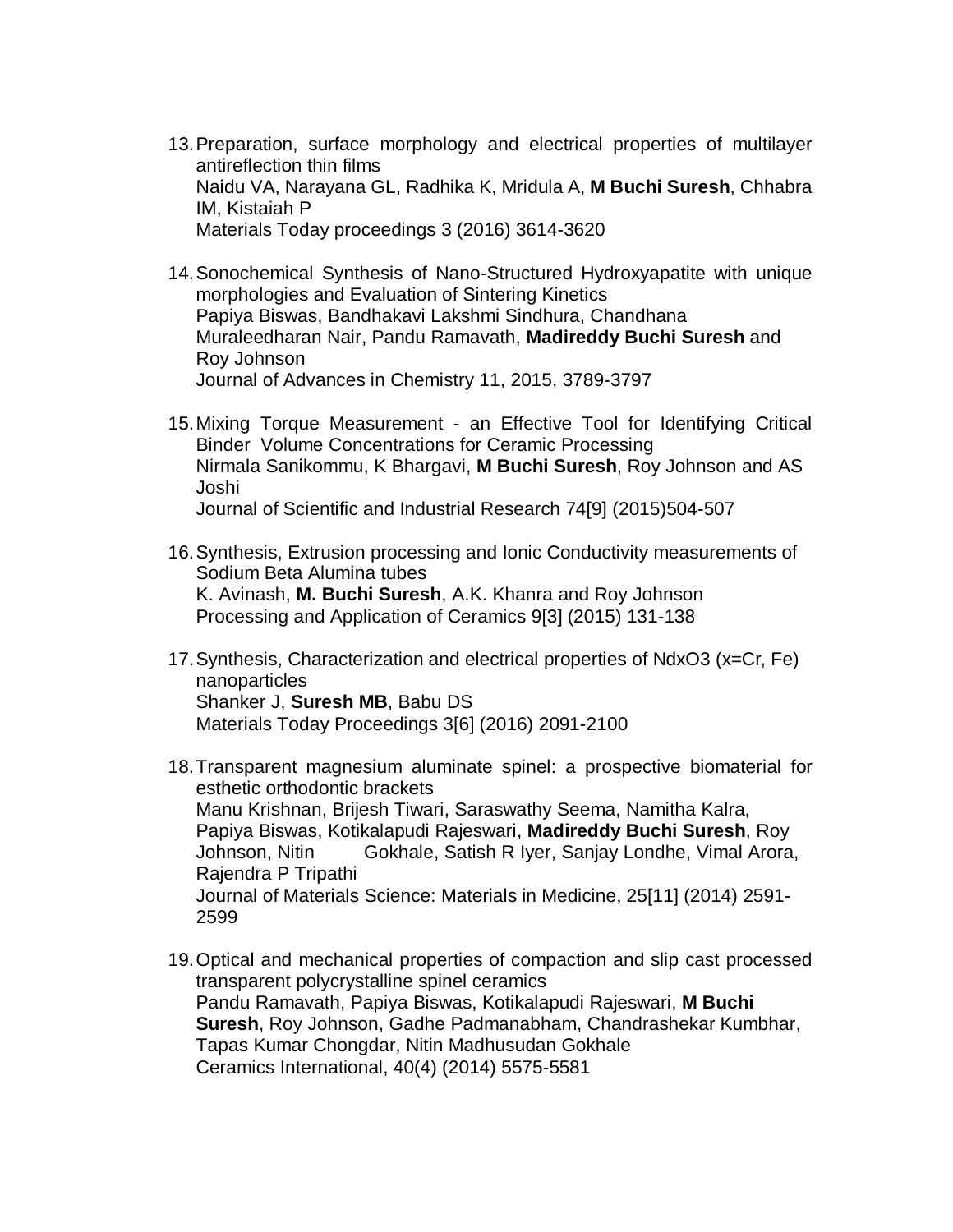13. Preparation, surface morphology and electrical properties of multilayer antireflection thin films
    Naidu VA, Narayana GL, Radhika K, Mridula A, **M Buchi Suresh**, Chhabra IM, Kistaiah P
    Materials Today proceedings 3 (2016) 3614-3620

14. Sonochemical Synthesis of Nano-Structured Hydroxyapatite with unique morphologies and Evaluation of Sintering Kinetics
    Papiya Biswas, Bandhakavi Lakshmi Sindhura, Chandhana Muraleedharan Nair, Pandu Ramavath, **Madireddy Buchi Suresh** and Roy Johnson
    Journal of Advances in Chemistry 11, 2015, 3789-3797

15. Mixing Torque Measurement - an Effective Tool for Identifying Critical Binder Volume Concentrations for Ceramic Processing
    Nirmala Sanikommu, K Bhargavi, **M Buchi Suresh**, Roy Johnson and AS Joshi
    Journal of Scientific and Industrial Research 74[9] (2015)504-507

16. Synthesis, Extrusion processing and Ionic Conductivity measurements of Sodium Beta Alumina tubes
    K. Avinash, **M. Buchi Suresh**, A.K. Khanra and Roy Johnson
    Processing and Application of Ceramics 9[3] (2015) 131-138

17. Synthesis, Characterization and electrical properties of $NdxO_3$ (x=Cr, Fe) nanoparticles
    Shanker J, **Suresh MB**, Babu DS
    Materials Today Proceedings 3[6] (2016) 2091-2100

18. Transparent magnesium aluminate spinel: a prospective biomaterial for esthetic orthodontic brackets
    Manu Krishnan, Brijesh Tiwari, Saraswathy Seema, Namitha Kalra, Papiya Biswas, Kotikalapudi Rajeswari, **Madireddy Buchi Suresh**, Roy Johnson, Nitin Gokhale, Satish R Iyer, Sanjay Londhe, Vimal Arora, Rajendra P Tripathi
    Journal of Materials Science: Materials in Medicine, 25[11] (2014) 2591-2599

19. Optical and mechanical properties of compaction and slip cast processed transparent polycrystalline spinel ceramics
    Pandu Ramavath, Papiya Biswas, Kotikalapudi Rajeswari, **M Buchi Suresh**, Roy Johnson, Gadhe Padmanabham, Chandrashekar Kumbhar, Tapas Kumar Chongdar, Nitin Madhusudan Gokhale
    Ceramics International, 40(4) (2014) 5575-5581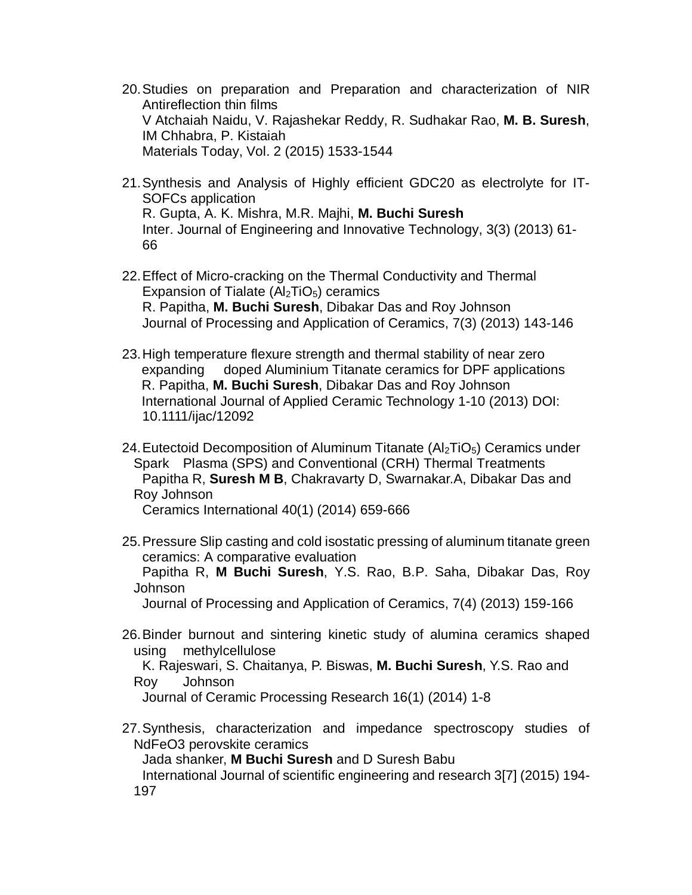20. Studies on preparation and Preparation and characterization of NIR Antireflection thin films
    V Atchaiah Naidu, V. Rajashekar Reddy, R. Sudhakar Rao, **M. B. Suresh**, IM Chhabra, P. Kistaiah
    Materials Today, Vol. 2 (2015) 1533-1544

21. Synthesis and Analysis of Highly efficient GDC20 as electrolyte for IT-SOFCs application
    R. Gupta, A. K. Mishra, M.R. Majhi, **M. Buchi Suresh**
    Inter. Journal of Engineering and Innovative Technology, 3(3) (2013) 61-66

22. Effect of Micro-cracking on the Thermal Conductivity and Thermal Expansion of Tialate ($Al_2TiO_5$) ceramics
    R. Papitha, **M. Buchi Suresh**, Dibakar Das and Roy Johnson
    Journal of Processing and Application of Ceramics, 7(3) (2013) 143-146

23. High temperature flexure strength and thermal stability of near zero expanding doped Aluminium Titanate ceramics for DPF applications
    R. Papitha, **M. Buchi Suresh**, Dibakar Das and Roy Johnson
    International Journal of Applied Ceramic Technology 1-10 (2013) DOI: 10.1111/ijac/12092

24. Eutectoid Decomposition of Aluminum Titanate ($Al_2TiO_5$) Ceramics under Spark Plasma (SPS) and Conventional (CRH) Thermal Treatments
    Papitha R, **Suresh M B**, Chakravarty D, Swarnakar.A, Dibakar Das and Roy Johnson
    Ceramics International 40(1) (2014) 659-666

25. Pressure Slip casting and cold isostatic pressing of aluminum titanate green ceramics: A comparative evaluation
    Papitha R, **M Buchi Suresh**, Y.S. Rao, B.P. Saha, Dibakar Das, Roy Johnson
    Journal of Processing and Application of Ceramics, 7(4) (2013) 159-166

26. Binder burnout and sintering kinetic study of alumina ceramics shaped using methylcellulose
    K. Rajeswari, S. Chaitanya, P. Biswas, **M. Buchi Suresh**, Y.S. Rao and Roy Johnson
    Journal of Ceramic Processing Research 16(1) (2014) 1-8

27. Synthesis, characterization and impedance spectroscopy studies of NdFeO3 perovskite ceramics
    Jada shanker, **M Buchi Suresh** and D Suresh Babu
    International Journal of scientific engineering and research 3[7] (2015) 194-197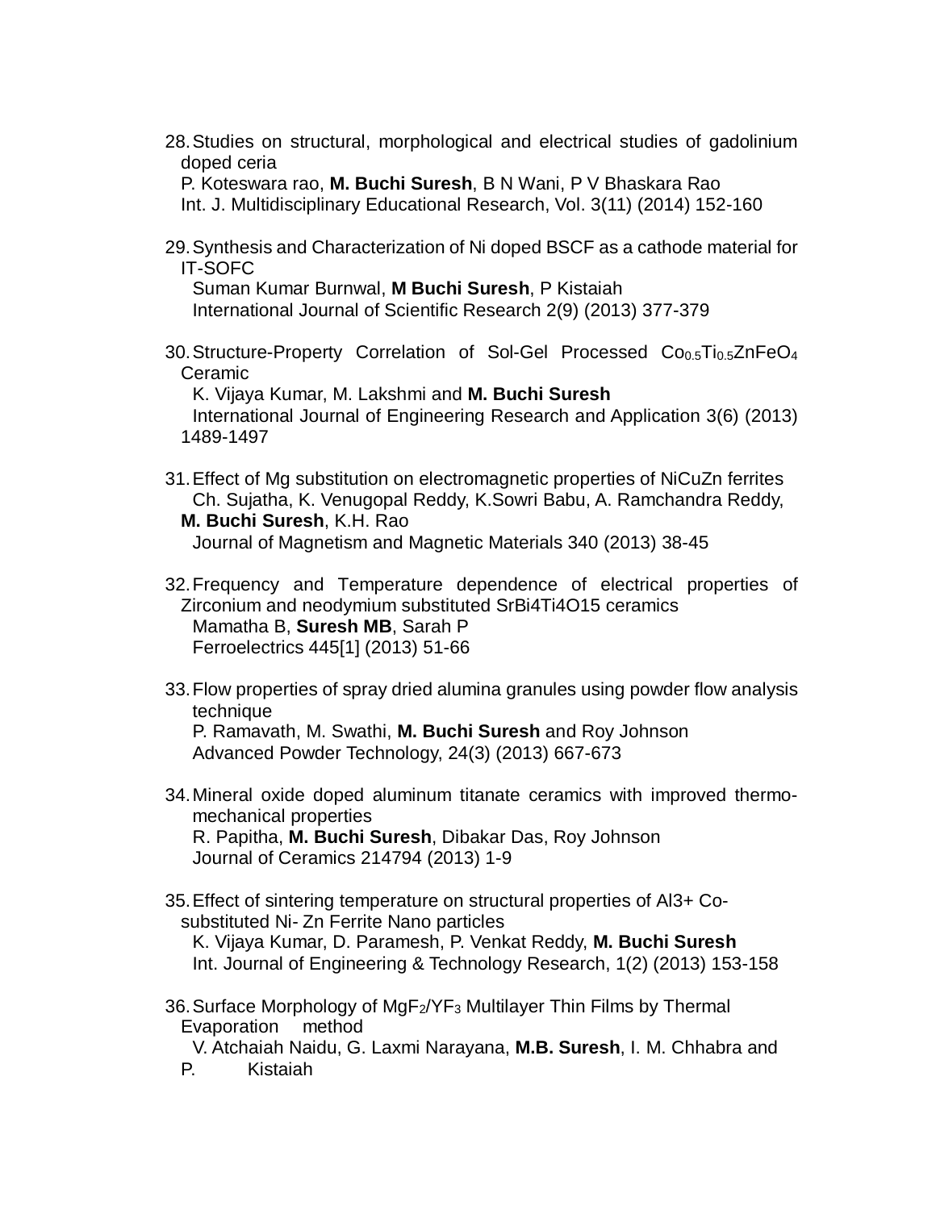28. Studies on structural, morphological and electrical studies of gadolinium doped ceria
    P. Koteswara rao, **M. Buchi Suresh**, B N Wani, P V Bhaskara Rao
    Int. J. Multidisciplinary Educational Research, Vol. 3(11) (2014) 152-160

29. Synthesis and Characterization of Ni doped BSCF as a cathode material for IT-SOFC
    Suman Kumar Burnwal, **M Buchi Suresh**, P Kistaiah
    International Journal of Scientific Research 2(9) (2013) 377-379

30. Structure-Property Correlation of Sol-Gel Processed $Co_{0.5}Ti_{0.5}ZnFeO_4$ Ceramic
    K. Vijaya Kumar, M. Lakshmi and **M. Buchi Suresh**
    International Journal of Engineering Research and Application 3(6) (2013) 1489-1497

31. Effect of Mg substitution on electromagnetic properties of NiCuZn ferrites
    Ch. Sujatha, K. Venugopal Reddy, K.Sowri Babu, A. Ramchandra Reddy, **M. Buchi Suresh**, K.H. Rao
    Journal of Magnetism and Magnetic Materials 340 (2013) 38-45

32. Frequency and Temperature dependence of electrical properties of Zirconium and neodymium substituted SrBi4Ti4O15 ceramics
    Mamatha B, **Suresh MB**, Sarah P
    Ferroelectrics 445[1] (2013) 51-66

33. Flow properties of spray dried alumina granules using powder flow analysis technique
    P. Ramavath, M. Swathi, **M. Buchi Suresh** and Roy Johnson
    Advanced Powder Technology, 24(3) (2013) 667-673

34. Mineral oxide doped aluminum titanate ceramics with improved thermo-mechanical properties
    R. Papitha, **M. Buchi Suresh**, Dibakar Das, Roy Johnson
    Journal of Ceramics 214794 (2013) 1-9

35. Effect of sintering temperature on structural properties of Al3+ Co-substituted Ni- Zn Ferrite Nano particles
    K. Vijaya Kumar, D. Paramesh, P. Venkat Reddy, **M. Buchi Suresh**
    Int. Journal of Engineering & Technology Research, 1(2) (2013) 153-158

36. Surface Morphology of $MgF_2/YF_3$ Multilayer Thin Films by Thermal Evaporation method
    V. Atchaiah Naidu, G. Laxmi Narayana, **M.B. Suresh**, I. M. Chhabra and P. Kistaiah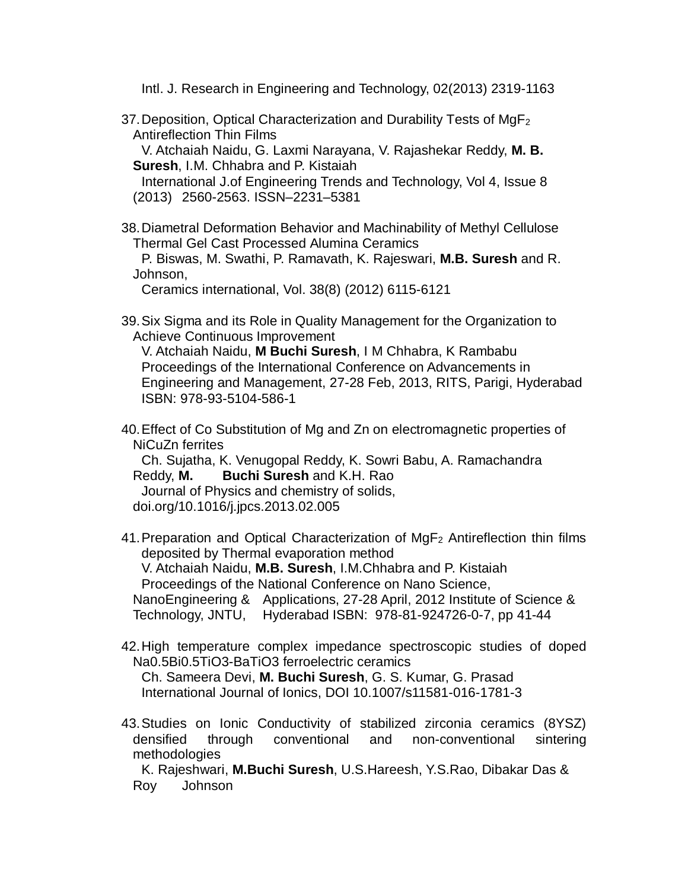Intl. J. Research in Engineering and Technology, 02(2013) 2319-1163

37. Deposition, Optical Characterization and Durability Tests of $MgF_2$ Antireflection Thin Films
    V. Atchaiah Naidu, G. Laxmi Narayana, V. Rajashekar Reddy, **M. B. Suresh**, I.M. Chhabra and P. Kistaiah
    International J.of Engineering Trends and Technology, Vol 4, Issue 8 (2013) 2560-2563. ISSN–2231–5381

38. Diametral Deformation Behavior and Machinability of Methyl Cellulose Thermal Gel Cast Processed Alumina Ceramics
    P. Biswas, M. Swathi, P. Ramavath, K. Rajeswari, **M.B. Suresh** and R. Johnson,
    Ceramics international, Vol. 38(8) (2012) 6115-6121

39. Six Sigma and its Role in Quality Management for the Organization to Achieve Continuous Improvement
    V. Atchaiah Naidu, **M Buchi Suresh**, I M Chhabra, K Rambabu
    Proceedings of the International Conference on Advancements in Engineering and Management, 27-28 Feb, 2013, RITS, Parigi, Hyderabad
    ISBN: 978-93-5104-586-1

40. Effect of Co Substitution of Mg and Zn on electromagnetic properties of NiCuZn ferrites
    Ch. Sujatha, K. Venugopal Reddy, K. Sowri Babu, A. Ramachandra Reddy, **M. Buchi Suresh** and K.H. Rao
    Journal of Physics and chemistry of solids, doi.org/10.1016/j.jpcs.2013.02.005

41. Preparation and Optical Characterization of $MgF_2$ Antireflection thin films deposited by Thermal evaporation method
    V. Atchaiah Naidu, **M.B. Suresh**, I.M.Chhabra and P. Kistaiah
    Proceedings of the National Conference on Nano Science, NanoEngineering & Applications, 27-28 April, 2012 Institute of Science & Technology, JNTU, Hyderabad ISBN: 978-81-924726-0-7, pp 41-44

42. High temperature complex impedance spectroscopic studies of doped $Na_{0.5}Bi_{0.5}TiO_3$-$BaTiO_3$ ferroelectric ceramics
    Ch. Sameera Devi, **M. Buchi Suresh**, G. S. Kumar, G. Prasad
    International Journal of Ionics, DOI 10.1007/s11581-016-1781-3

43. Studies on Ionic Conductivity of stabilized zirconia ceramics (8YSZ) densified through conventional and non-conventional sintering methodologies
    K. Rajeshwari, **M.Buchi Suresh**, U.S.Hareesh, Y.S.Rao, Dibakar Das & Roy Johnson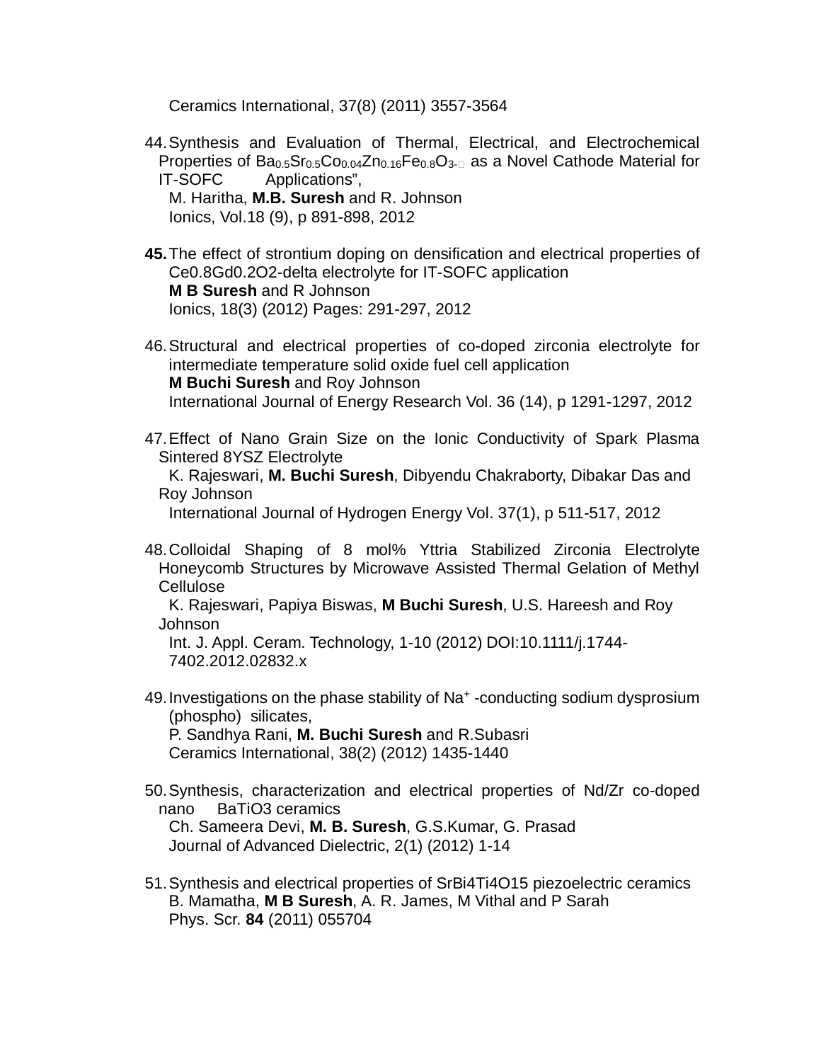Ceramics International, 37(8) (2011) 3557-3564

44. Synthesis and Evaluation of Thermal, Electrical, and Electrochemical Properties of $Ba_{0.5}Sr_{0.5}Co_{0.04}Zn_{0.16}Fe_{0.8}O_{3-\delta}$ as a Novel Cathode Material for IT-SOFC Applications",
    M. Haritha, **M.B. Suresh** and R. Johnson
    Ionics, Vol.18 (9), p 891-898, 2012

**45.** The effect of strontium doping on densification and electrical properties of Ce0.8Gd0.2O2-delta electrolyte for IT-SOFC application
    **M B Suresh** and R Johnson
    Ionics, 18(3) (2012) Pages: 291-297, 2012

46. Structural and electrical properties of co-doped zirconia electrolyte for intermediate temperature solid oxide fuel cell application
    **M Buchi Suresh** and Roy Johnson
    International Journal of Energy Research Vol. 36 (14), p 1291-1297, 2012

47. Effect of Nano Grain Size on the Ionic Conductivity of Spark Plasma Sintered 8YSZ Electrolyte
    K. Rajeswari, **M. Buchi Suresh**, Dibyendu Chakraborty, Dibakar Das and Roy Johnson
    International Journal of Hydrogen Energy Vol. 37(1), p 511-517, 2012

48. Colloidal Shaping of 8 mol% Yttria Stabilized Zirconia Electrolyte Honeycomb Structures by Microwave Assisted Thermal Gelation of Methyl Cellulose
    K. Rajeswari, Papiya Biswas, **M Buchi Suresh**, U.S. Hareesh and Roy Johnson
    Int. J. Appl. Ceram. Technology, 1-10 (2012) DOI:10.1111/j.1744-7402.2012.02832.x

49. Investigations on the phase stability of $Na^{+}$ -conducting sodium dysprosium (phospho) silicates,
    P. Sandhya Rani, **M. Buchi Suresh** and R.Subasri
    Ceramics International, 38(2) (2012) 1435-1440

50. Synthesis, characterization and electrical properties of Nd/Zr co-doped nano BaTiO3 ceramics
    Ch. Sameera Devi, **M. B. Suresh**, G.S.Kumar, G. Prasad
    Journal of Advanced Dielectric, 2(1) (2012) 1-14

51. Synthesis and electrical properties of SrBi4Ti4O15 piezoelectric ceramics
    B. Mamatha, **M B Suresh**, A. R. James, M Vithal and P Sarah
    Phys. Scr. **84** (2011) 055704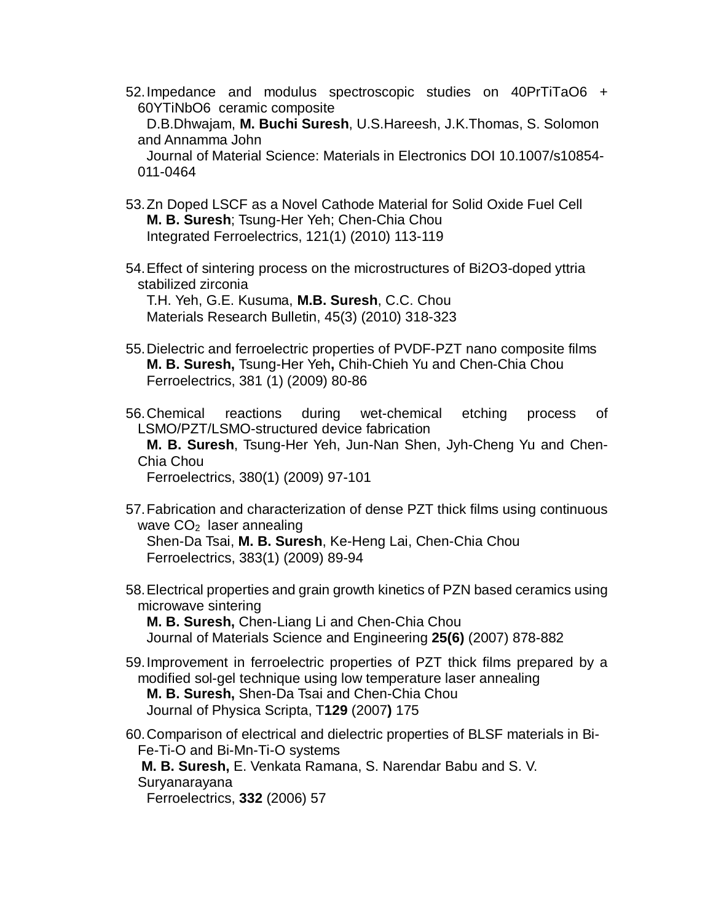52. Impedance and modulus spectroscopic studies on 40PrTiTaO6 + 60YTiNbO6 ceramic composite
    D.B.Dhwajam, **M. Buchi Suresh**, U.S.Hareesh, J.K.Thomas, S. Solomon and Annamma John
    Journal of Material Science: Materials in Electronics DOI 10.1007/s10854-011-0464

53. Zn Doped LSCF as a Novel Cathode Material for Solid Oxide Fuel Cell
    **M. B. Suresh**; Tsung-Her Yeh; Chen-Chia Chou
    Integrated Ferroelectrics, 121(1) (2010) 113-119

54. Effect of sintering process on the microstructures of Bi2O3-doped yttria stabilized zirconia
    T.H. Yeh, G.E. Kusuma, **M.B. Suresh**, C.C. Chou
    Materials Research Bulletin, 45(3) (2010) 318-323

55. Dielectric and ferroelectric properties of PVDF-PZT nano composite films
    **M. B. Suresh,** Tsung-Her Yeh**,** Chih-Chieh Yu and Chen-Chia Chou
    Ferroelectrics, 381 (1) (2009) 80-86

56. Chemical reactions during wet-chemical etching process of LSMO/PZT/LSMO-structured device fabrication
    **M. B. Suresh**, Tsung-Her Yeh, Jun-Nan Shen, Jyh-Cheng Yu and Chen-Chia Chou
    Ferroelectrics, 380(1) (2009) 97-101

57. Fabrication and characterization of dense PZT thick films using continuous wave $CO_2$ laser annealing
    Shen-Da Tsai, **M. B. Suresh**, Ke-Heng Lai, Chen-Chia Chou
    Ferroelectrics, 383(1) (2009) 89-94

58. Electrical properties and grain growth kinetics of PZN based ceramics using microwave sintering
    **M. B. Suresh,** Chen-Liang Li and Chen-Chia Chou
    Journal of Materials Science and Engineering **25(6)** (2007) 878-882

59. Improvement in ferroelectric properties of PZT thick films prepared by a modified sol-gel technique using low temperature laser annealing
    **M. B. Suresh,** Shen-Da Tsai and Chen-Chia Chou
    Journal of Physica Scripta, T**129** (2007**)** 175

60. Comparison of electrical and dielectric properties of BLSF materials in Bi-Fe-Ti-O and Bi-Mn-Ti-O systems
    **M. B. Suresh,** E. Venkata Ramana, S. Narendar Babu and S. V. Suryanarayana
    Ferroelectrics, **332** (2006) 57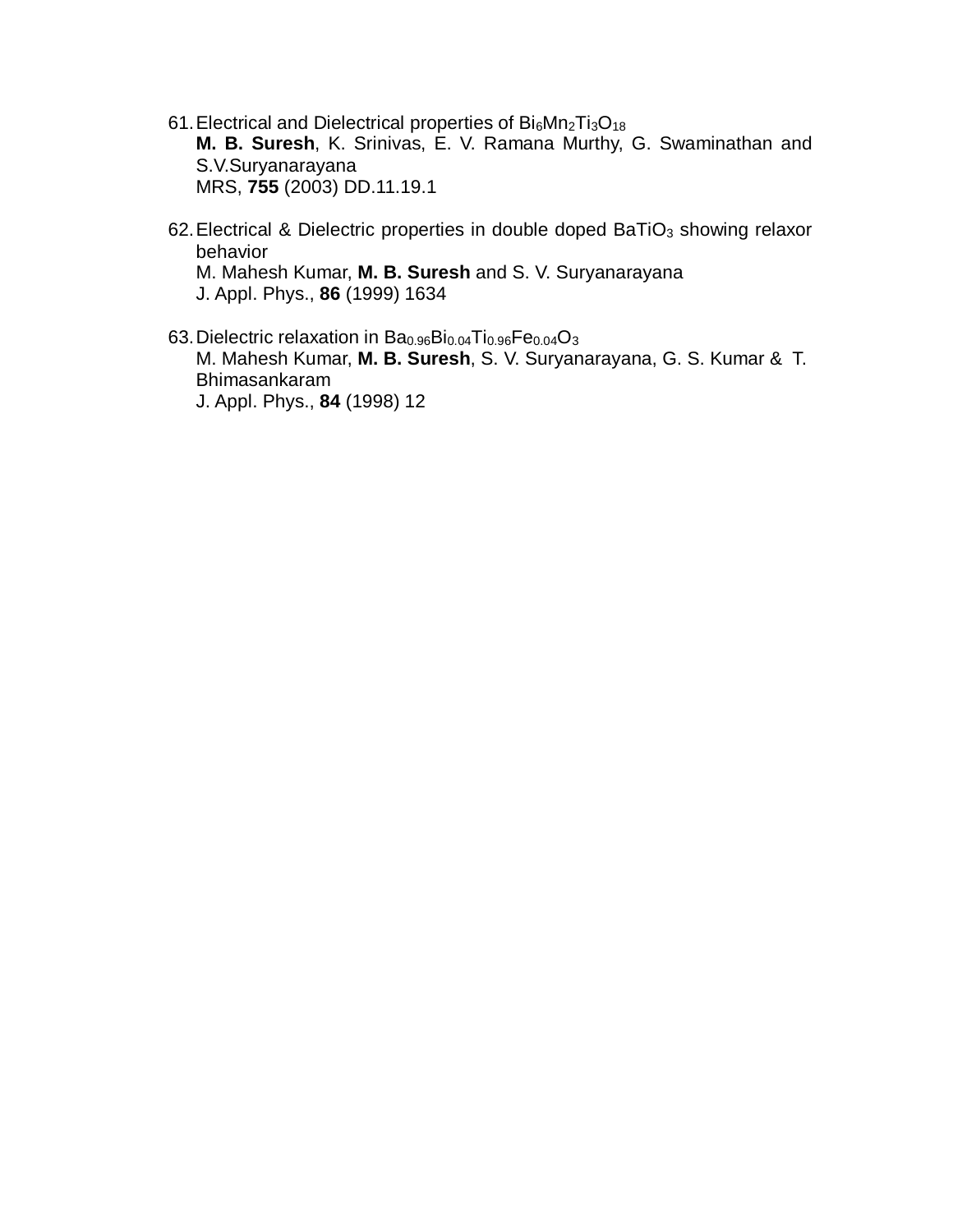61. Electrical and Dielectrical properties of $Bi_6Mn_2Ti_3O_{18}$
    **M. B. Suresh**, K. Srinivas, E. V. Ramana Murthy, G. Swaminathan and S.V.Suryanarayana
    MRS, **755** (2003) DD.11.19.1

62. Electrical & Dielectric properties in double doped $BaTiO_3$ showing relaxor behavior
    M. Mahesh Kumar, **M. B. Suresh** and S. V. Suryanarayana
    J. Appl. Phys., **86** (1999) 1634

63. Dielectric relaxation in $Ba_{0.96}Bi_{0.04}Ti_{0.96}Fe_{0.04}O_3$
    M. Mahesh Kumar, **M. B. Suresh**, S. V. Suryanarayana, G. S. Kumar & T. Bhimasankaram
    J. Appl. Phys., **84** (1998) 12